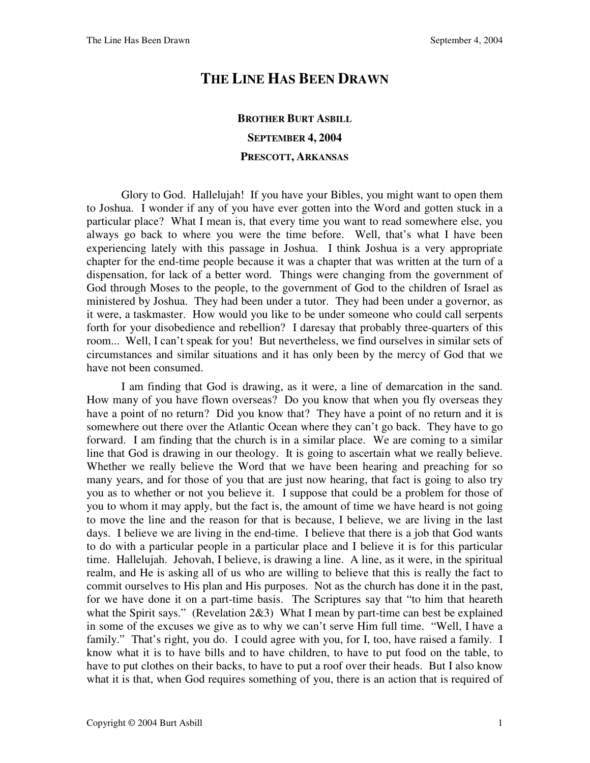# THE LINE HAS BEEN DRAWN

**BROTHER BURT ASBILL**

**SEPTEMBER 4, 2004**

**PRESCOTT, ARKANSAS**

Glory to God. Hallelujah! If you have your Bibles, you might want to open them to Joshua. I wonder if any of you have ever gotten into the Word and gotten stuck in a particular place? What I mean is, that every time you want to read somewhere else, you always go back to where you were the time before. Well, that's what I have been experiencing lately with this passage in Joshua. I think Joshua is a very appropriate chapter for the end-time people because it was a chapter that was written at the turn of a dispensation, for lack of a better word. Things were changing from the government of God through Moses to the people, to the government of God to the children of Israel as ministered by Joshua. They had been under a tutor. They had been under a governor, as it were, a taskmaster. How would you like to be under someone who could call serpents forth for your disobedience and rebellion? I daresay that probably three-quarters of this room... Well, I can't speak for you! But nevertheless, we find ourselves in similar sets of circumstances and similar situations and it has only been by the mercy of God that we have not been consumed.

I am finding that God is drawing, as it were, a line of demarcation in the sand. How many of you have flown overseas? Do you know that when you fly overseas they have a point of no return? Did you know that? They have a point of no return and it is somewhere out there over the Atlantic Ocean where they can't go back. They have to go forward. I am finding that the church is in a similar place. We are coming to a similar line that God is drawing in our theology. It is going to ascertain what we really believe. Whether we really believe the Word that we have been hearing and preaching for so many years, and for those of you that are just now hearing, that fact is going to also try you as to whether or not you believe it. I suppose that could be a problem for those of you to whom it may apply, but the fact is, the amount of time we have heard is not going to move the line and the reason for that is because, I believe, we are living in the last days. I believe we are living in the end-time. I believe that there is a job that God wants to do with a particular people in a particular place and I believe it is for this particular time. Hallelujah. Jehovah, I believe, is drawing a line. A line, as it were, in the spiritual realm, and He is asking all of us who are willing to believe that this is really the fact to commit ourselves to His plan and His purposes. Not as the church has done it in the past, for we have done it on a part-time basis. The Scriptures say that "to him that heareth what the Spirit says." (Revelation 2&3) What I mean by part-time can best be explained in some of the excuses we give as to why we can't serve Him full time. "Well, I have a family." That's right, you do. I could agree with you, for I, too, have raised a family. I know what it is to have bills and to have children, to have to put food on the table, to have to put clothes on their backs, to have to put a roof over their heads. But I also know what it is that, when God requires something of you, there is an action that is required of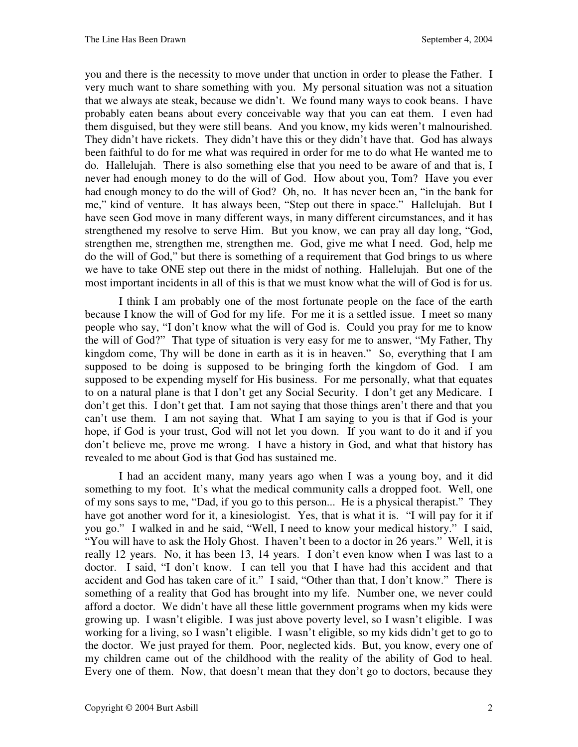you and there is the necessity to move under that unction in order to please the Father. I very much want to share something with you. My personal situation was not a situation that we always ate steak, because we didn't. We found many ways to cook beans. I have probably eaten beans about every conceivable way that you can eat them. I even had them disguised, but they were still beans. And you know, my kids weren't malnourished. They didn't have rickets. They didn't have this or they didn't have that. God has always been faithful to do for me what was required in order for me to do what He wanted me to do. Hallelujah. There is also something else that you need to be aware of and that is, I never had enough money to do the will of God. How about you, Tom? Have you ever had enough money to do the will of God? Oh, no. It has never been an, "in the bank for me," kind of venture. It has always been, "Step out there in space." Hallelujah. But I have seen God move in many different ways, in many different circumstances, and it has strengthened my resolve to serve Him. But you know, we can pray all day long, "God, strengthen me, strengthen me, strengthen me. God, give me what I need. God, help me do the will of God," but there is something of a requirement that God brings to us where we have to take ONE step out there in the midst of nothing. Hallelujah. But one of the most important incidents in all of this is that we must know what the will of God is for us.

I think I am probably one of the most fortunate people on the face of the earth because I know the will of God for my life. For me it is a settled issue. I meet so many people who say, "I don't know what the will of God is. Could you pray for me to know the will of God?" That type of situation is very easy for me to answer, "My Father, Thy kingdom come, Thy will be done in earth as it is in heaven." So, everything that I am supposed to be doing is supposed to be bringing forth the kingdom of God. I am supposed to be expending myself for His business. For me personally, what that equates to on a natural plane is that I don't get any Social Security. I don't get any Medicare. I don't get this. I don't get that. I am not saying that those things aren't there and that you can't use them. I am not saying that. What I am saying to you is that if God is your hope, if God is your trust, God will not let you down. If you want to do it and if you don't believe me, prove me wrong. I have a history in God, and what that history has revealed to me about God is that God has sustained me.

I had an accident many, many years ago when I was a young boy, and it did something to my foot. It's what the medical community calls a dropped foot. Well, one of my sons says to me, "Dad, if you go to this person... He is a physical therapist." They have got another word for it, a kinesiologist. Yes, that is what it is. "I will pay for it if you go." I walked in and he said, "Well, I need to know your medical history." I said, "You will have to ask the Holy Ghost. I haven't been to a doctor in 26 years." Well, it is really 12 years. No, it has been 13, 14 years. I don't even know when I was last to a doctor. I said, "I don't know. I can tell you that I have had this accident and that accident and God has taken care of it." I said, "Other than that, I don't know." There is something of a reality that God has brought into my life. Number one, we never could afford a doctor. We didn't have all these little government programs when my kids were growing up. I wasn't eligible. I was just above poverty level, so I wasn't eligible. I was working for a living, so I wasn't eligible. I wasn't eligible, so my kids didn't get to go to the doctor. We just prayed for them. Poor, neglected kids. But, you know, every one of my children came out of the childhood with the reality of the ability of God to heal. Every one of them. Now, that doesn't mean that they don't go to doctors, because they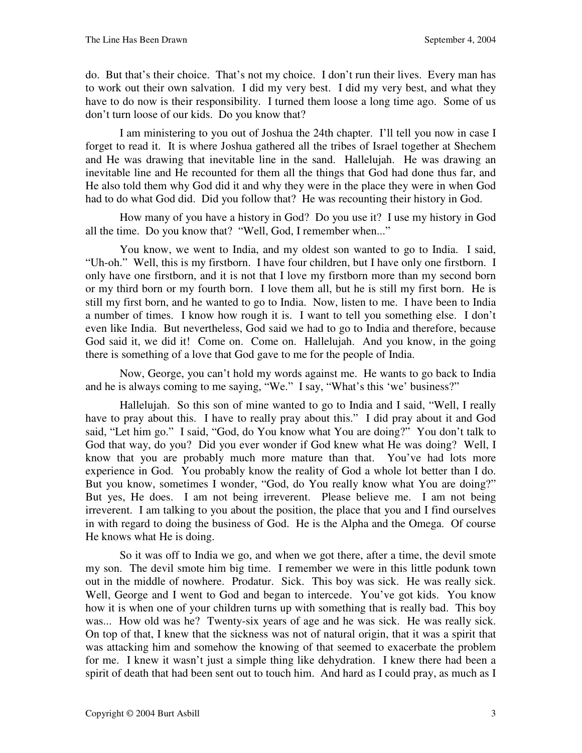do. But that's their choice. That's not my choice. I don't run their lives. Every man has to work out their own salvation. I did my very best. I did my very best, and what they have to do now is their responsibility. I turned them loose a long time ago. Some of us don't turn loose of our kids. Do you know that?

I am ministering to you out of Joshua the 24th chapter. I'll tell you now in case I forget to read it. It is where Joshua gathered all the tribes of Israel together at Shechem and He was drawing that inevitable line in the sand. Hallelujah. He was drawing an inevitable line and He recounted for them all the things that God had done thus far, and He also told them why God did it and why they were in the place they were in when God had to do what God did. Did you follow that? He was recounting their history in God.

How many of you have a history in God? Do you use it? I use my history in God all the time. Do you know that? "Well, God, I remember when..."

You know, we went to India, and my oldest son wanted to go to India. I said, "Uh-oh." Well, this is my firstborn. I have four children, but I have only one firstborn. I only have one firstborn, and it is not that I love my firstborn more than my second born or my third born or my fourth born. I love them all, but he is still my first born. He is still my first born, and he wanted to go to India. Now, listen to me. I have been to India a number of times. I know how rough it is. I want to tell you something else. I don't even like India. But nevertheless, God said we had to go to India and therefore, because God said it, we did it! Come on. Come on. Hallelujah. And you know, in the going there is something of a love that God gave to me for the people of India.

Now, George, you can't hold my words against me. He wants to go back to India and he is always coming to me saying, "We." I say, "What's this 'we' business?"

Hallelujah. So this son of mine wanted to go to India and I said, "Well, I really have to pray about this. I have to really pray about this." I did pray about it and God said, "Let him go." I said, "God, do You know what You are doing?" You don't talk to God that way, do you? Did you ever wonder if God knew what He was doing? Well, I know that you are probably much more mature than that. You've had lots more experience in God. You probably know the reality of God a whole lot better than I do. But you know, sometimes I wonder, "God, do You really know what You are doing?" But yes, He does. I am not being irreverent. Please believe me. I am not being irreverent. I am talking to you about the position, the place that you and I find ourselves in with regard to doing the business of God. He is the Alpha and the Omega. Of course He knows what He is doing.

So it was off to India we go, and when we got there, after a time, the devil smote my son. The devil smote him big time. I remember we were in this little podunk town out in the middle of nowhere. Prodatur. Sick. This boy was sick. He was really sick. Well, George and I went to God and began to intercede. You've got kids. You know how it is when one of your children turns up with something that is really bad. This boy was... How old was he? Twenty-six years of age and he was sick. He was really sick. On top of that, I knew that the sickness was not of natural origin, that it was a spirit that was attacking him and somehow the knowing of that seemed to exacerbate the problem for me. I knew it wasn't just a simple thing like dehydration. I knew there had been a spirit of death that had been sent out to touch him. And hard as I could pray, as much as I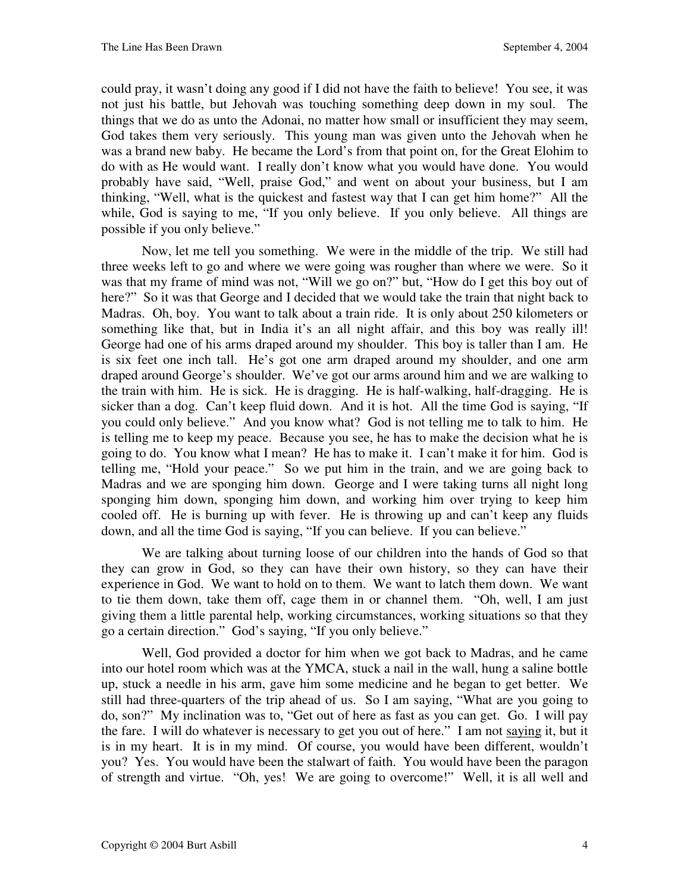could pray, it wasn't doing any good if I did not have the faith to believe! You see, it was not just his battle, but Jehovah was touching something deep down in my soul. The things that we do as unto the Adonai, no matter how small or insufficient they may seem, God takes them very seriously. This young man was given unto the Jehovah when he was a brand new baby. He became the Lord's from that point on, for the Great Elohim to do with as He would want. I really don't know what you would have done. You would probably have said, "Well, praise God," and went on about your business, but I am thinking, "Well, what is the quickest and fastest way that I can get him home?" All the while, God is saying to me, "If you only believe. If you only believe. All things are possible if you only believe."

Now, let me tell you something. We were in the middle of the trip. We still had three weeks left to go and where we were going was rougher than where we were. So it was that my frame of mind was not, "Will we go on?" but, "How do I get this boy out of here?" So it was that George and I decided that we would take the train that night back to Madras. Oh, boy. You want to talk about a train ride. It is only about 250 kilometers or something like that, but in India it's an all night affair, and this boy was really ill! George had one of his arms draped around my shoulder. This boy is taller than I am. He is six feet one inch tall. He's got one arm draped around my shoulder, and one arm draped around George's shoulder. We've got our arms around him and we are walking to the train with him. He is sick. He is dragging. He is half-walking, half-dragging. He is sicker than a dog. Can't keep fluid down. And it is hot. All the time God is saying, "If you could only believe." And you know what? God is not telling me to talk to him. He is telling me to keep my peace. Because you see, he has to make the decision what he is going to do. You know what I mean? He has to make it. I can't make it for him. God is telling me, "Hold your peace." So we put him in the train, and we are going back to Madras and we are sponging him down. George and I were taking turns all night long sponging him down, sponging him down, and working him over trying to keep him cooled off. He is burning up with fever. He is throwing up and can't keep any fluids down, and all the time God is saying, "If you can believe. If you can believe."

We are talking about turning loose of our children into the hands of God so that they can grow in God, so they can have their own history, so they can have their experience in God. We want to hold on to them. We want to latch them down. We want to tie them down, take them off, cage them in or channel them. "Oh, well, I am just giving them a little parental help, working circumstances, working situations so that they go a certain direction." God's saying, "If you only believe."

Well, God provided a doctor for him when we got back to Madras, and he came into our hotel room which was at the YMCA, stuck a nail in the wall, hung a saline bottle up, stuck a needle in his arm, gave him some medicine and he began to get better. We still had three-quarters of the trip ahead of us. So I am saying, "What are you going to do, son?" My inclination was to, "Get out of here as fast as you can get. Go. I will pay the fare. I will do whatever is necessary to get you out of here." I am not <u>saying</u> it, but it is in my heart. It is in my mind. Of course, you would have been different, wouldn't you? Yes. You would have been the stalwart of faith. You would have been the paragon of strength and virtue. "Oh, yes! We are going to overcome!" Well, it is all well and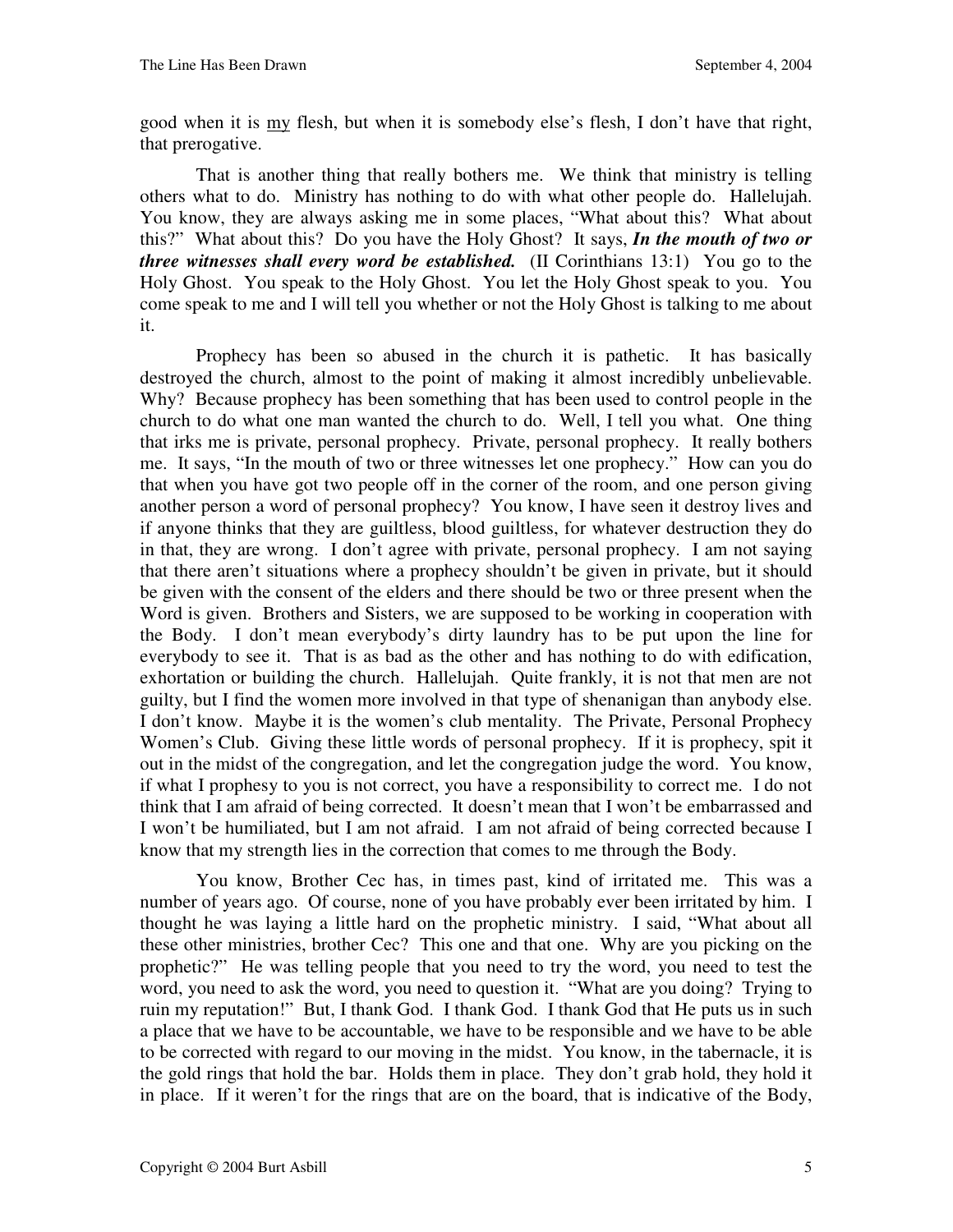good when it is <u>my</u> flesh, but when it is somebody else's flesh, I don't have that right, that prerogative.

That is another thing that really bothers me. We think that ministry is telling others what to do. Ministry has nothing to do with what other people do. Hallelujah. You know, they are always asking me in some places, "What about this? What about this?" What about this? Do you have the Holy Ghost? It says, ***In the mouth of two or three witnesses shall every word be established.*** (II Corinthians 13:1) You go to the Holy Ghost. You speak to the Holy Ghost. You let the Holy Ghost speak to you. You come speak to me and I will tell you whether or not the Holy Ghost is talking to me about it.

Prophecy has been so abused in the church it is pathetic. It has basically destroyed the church, almost to the point of making it almost incredibly unbelievable. Why? Because prophecy has been something that has been used to control people in the church to do what one man wanted the church to do. Well, I tell you what. One thing that irks me is private, personal prophecy. Private, personal prophecy. It really bothers me. It says, "In the mouth of two or three witnesses let one prophecy." How can you do that when you have got two people off in the corner of the room, and one person giving another person a word of personal prophecy? You know, I have seen it destroy lives and if anyone thinks that they are guiltless, blood guiltless, for whatever destruction they do in that, they are wrong. I don't agree with private, personal prophecy. I am not saying that there aren't situations where a prophecy shouldn't be given in private, but it should be given with the consent of the elders and there should be two or three present when the Word is given. Brothers and Sisters, we are supposed to be working in cooperation with the Body. I don't mean everybody's dirty laundry has to be put upon the line for everybody to see it. That is as bad as the other and has nothing to do with edification, exhortation or building the church. Hallelujah. Quite frankly, it is not that men are not guilty, but I find the women more involved in that type of shenanigan than anybody else. I don't know. Maybe it is the women's club mentality. The Private, Personal Prophecy Women's Club. Giving these little words of personal prophecy. If it is prophecy, spit it out in the midst of the congregation, and let the congregation judge the word. You know, if what I prophesy to you is not correct, you have a responsibility to correct me. I do not think that I am afraid of being corrected. It doesn't mean that I won't be embarrassed and I won't be humiliated, but I am not afraid. I am not afraid of being corrected because I know that my strength lies in the correction that comes to me through the Body.

You know, Brother Cec has, in times past, kind of irritated me. This was a number of years ago. Of course, none of you have probably ever been irritated by him. I thought he was laying a little hard on the prophetic ministry. I said, "What about all these other ministries, brother Cec? This one and that one. Why are you picking on the prophetic?" He was telling people that you need to try the word, you need to test the word, you need to ask the word, you need to question it. "What are you doing? Trying to ruin my reputation!" But, I thank God. I thank God. I thank God that He puts us in such a place that we have to be accountable, we have to be responsible and we have to be able to be corrected with regard to our moving in the midst. You know, in the tabernacle, it is the gold rings that hold the bar. Holds them in place. They don't grab hold, they hold it in place. If it weren't for the rings that are on the board, that is indicative of the Body,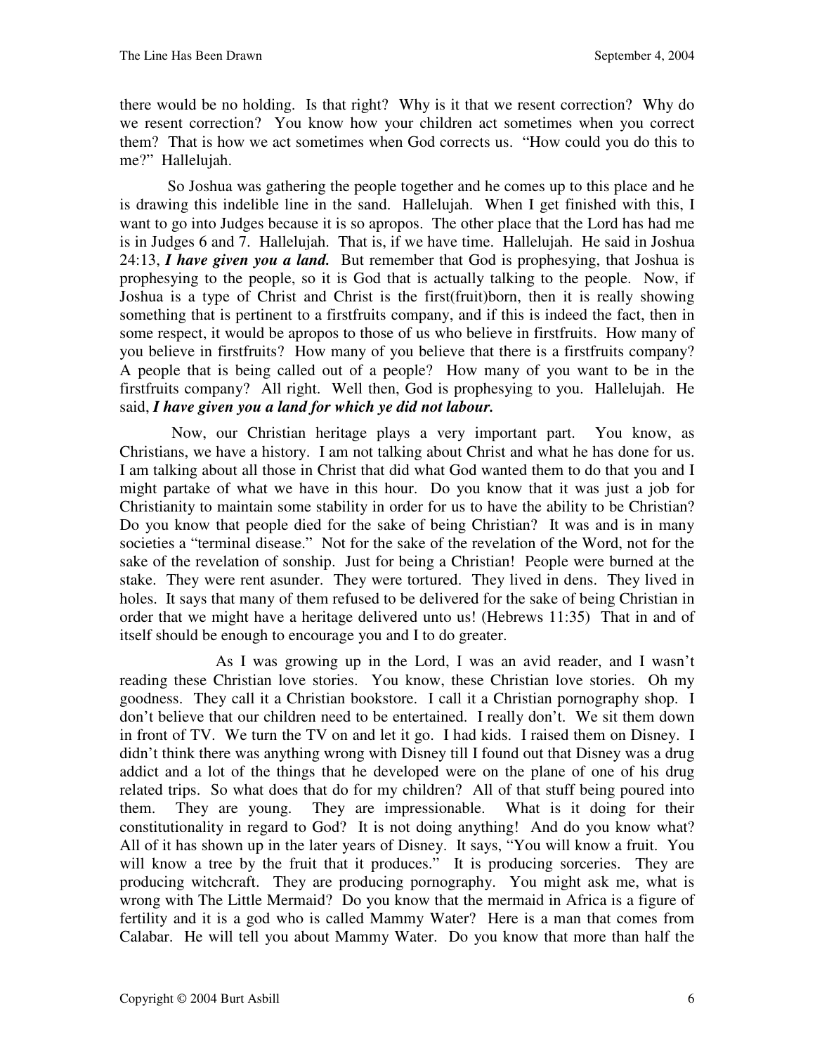there would be no holding. Is that right? Why is it that we resent correction? Why do we resent correction? You know how your children act sometimes when you correct them? That is how we act sometimes when God corrects us. "How could you do this to me?" Hallelujah.

So Joshua was gathering the people together and he comes up to this place and he is drawing this indelible line in the sand. Hallelujah. When I get finished with this, I want to go into Judges because it is so apropos. The other place that the Lord has had me is in Judges 6 and 7. Hallelujah. That is, if we have time. Hallelujah. He said in Joshua 24:13, ***I have given you a land.*** But remember that God is prophesying, that Joshua is prophesying to the people, so it is God that is actually talking to the people. Now, if Joshua is a type of Christ and Christ is the first(fruit)born, then it is really showing something that is pertinent to a firstfruits company, and if this is indeed the fact, then in some respect, it would be apropos to those of us who believe in firstfruits. How many of you believe in firstfruits? How many of you believe that there is a firstfruits company? A people that is being called out of a people? How many of you want to be in the firstfruits company? All right. Well then, God is prophesying to you. Hallelujah. He said, ***I have given you a land for which ye did not labour.***

Now, our Christian heritage plays a very important part. You know, as Christians, we have a history. I am not talking about Christ and what he has done for us. I am talking about all those in Christ that did what God wanted them to do that you and I might partake of what we have in this hour. Do you know that it was just a job for Christianity to maintain some stability in order for us to have the ability to be Christian? Do you know that people died for the sake of being Christian? It was and is in many societies a "terminal disease." Not for the sake of the revelation of the Word, not for the sake of the revelation of sonship. Just for being a Christian! People were burned at the stake. They were rent asunder. They were tortured. They lived in dens. They lived in holes. It says that many of them refused to be delivered for the sake of being Christian in order that we might have a heritage delivered unto us! (Hebrews 11:35) That in and of itself should be enough to encourage you and I to do greater.

As I was growing up in the Lord, I was an avid reader, and I wasn't reading these Christian love stories. You know, these Christian love stories. Oh my goodness. They call it a Christian bookstore. I call it a Christian pornography shop. I don't believe that our children need to be entertained. I really don't. We sit them down in front of TV. We turn the TV on and let it go. I had kids. I raised them on Disney. I didn't think there was anything wrong with Disney till I found out that Disney was a drug addict and a lot of the things that he developed were on the plane of one of his drug related trips. So what does that do for my children? All of that stuff being poured into them. They are young. They are impressionable. What is it doing for their constitutionality in regard to God? It is not doing anything! And do you know what? All of it has shown up in the later years of Disney. It says, "You will know a fruit. You will know a tree by the fruit that it produces." It is producing sorceries. They are producing witchcraft. They are producing pornography. You might ask me, what is wrong with The Little Mermaid? Do you know that the mermaid in Africa is a figure of fertility and it is a god who is called Mammy Water? Here is a man that comes from Calabar. He will tell you about Mammy Water. Do you know that more than half the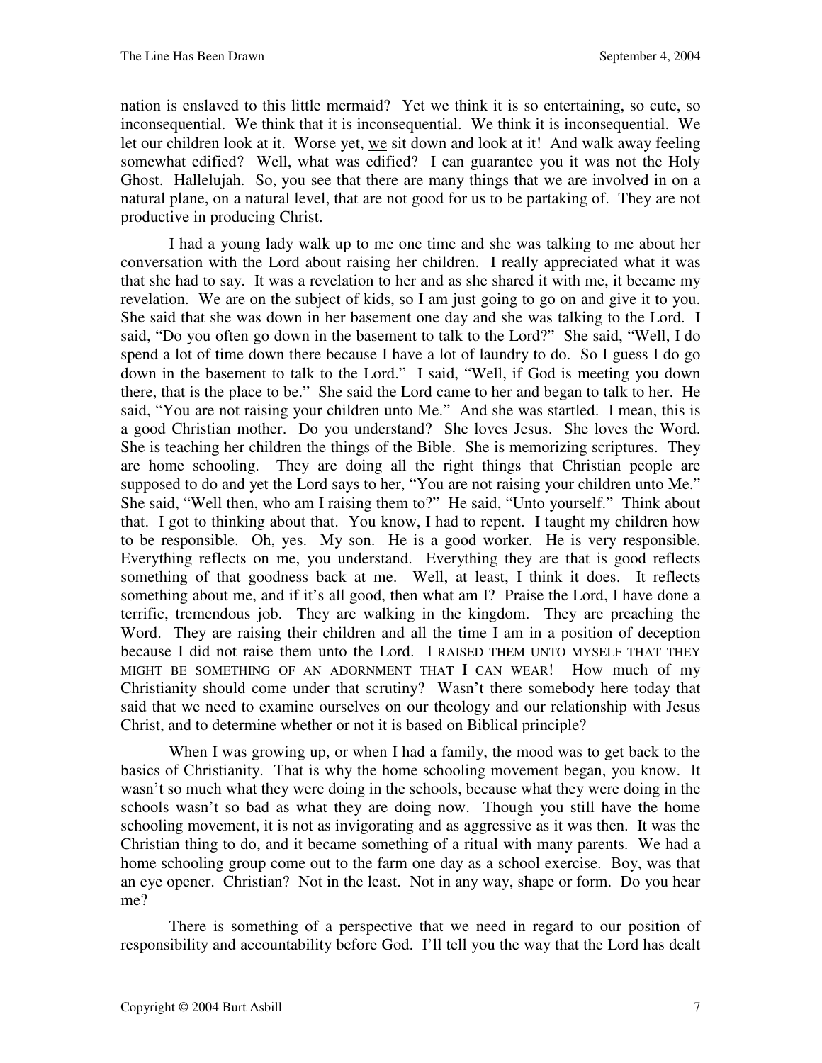nation is enslaved to this little mermaid? Yet we think it is so entertaining, so cute, so inconsequential. We think that it is inconsequential. We think it is inconsequential. We let our children look at it. Worse yet, <u>we</u> sit down and look at it! And walk away feeling somewhat edified? Well, what was edified? I can guarantee you it was not the Holy Ghost. Hallelujah. So, you see that there are many things that we are involved in on a natural plane, on a natural level, that are not good for us to be partaking of. They are not productive in producing Christ.

I had a young lady walk up to me one time and she was talking to me about her conversation with the Lord about raising her children. I really appreciated what it was that she had to say. It was a revelation to her and as she shared it with me, it became my revelation. We are on the subject of kids, so I am just going to go on and give it to you. She said that she was down in her basement one day and she was talking to the Lord. I said, "Do you often go down in the basement to talk to the Lord?" She said, "Well, I do spend a lot of time down there because I have a lot of laundry to do. So I guess I do go down in the basement to talk to the Lord." I said, "Well, if God is meeting you down there, that is the place to be." She said the Lord came to her and began to talk to her. He said, "You are not raising your children unto Me." And she was startled. I mean, this is a good Christian mother. Do you understand? She loves Jesus. She loves the Word. She is teaching her children the things of the Bible. She is memorizing scriptures. They are home schooling. They are doing all the right things that Christian people are supposed to do and yet the Lord says to her, "You are not raising your children unto Me." She said, "Well then, who am I raising them to?" He said, "Unto yourself." Think about that. I got to thinking about that. You know, I had to repent. I taught my children how to be responsible. Oh, yes. My son. He is a good worker. He is very responsible. Everything reflects on me, you understand. Everything they are that is good reflects something of that goodness back at me. Well, at least, I think it does. It reflects something about me, and if it's all good, then what am I? Praise the Lord, I have done a terrific, tremendous job. They are walking in the kingdom. They are preaching the Word. They are raising their children and all the time I am in a position of deception because I did not raise them unto the Lord. I RAISED THEM UNTO MYSELF THAT THEY MIGHT BE SOMETHING OF AN ADORNMENT THAT I CAN WEAR! How much of my Christianity should come under that scrutiny? Wasn't there somebody here today that said that we need to examine ourselves on our theology and our relationship with Jesus Christ, and to determine whether or not it is based on Biblical principle?

When I was growing up, or when I had a family, the mood was to get back to the basics of Christianity. That is why the home schooling movement began, you know. It wasn't so much what they were doing in the schools, because what they were doing in the schools wasn't so bad as what they are doing now. Though you still have the home schooling movement, it is not as invigorating and as aggressive as it was then. It was the Christian thing to do, and it became something of a ritual with many parents. We had a home schooling group come out to the farm one day as a school exercise. Boy, was that an eye opener. Christian? Not in the least. Not in any way, shape or form. Do you hear me?

There is something of a perspective that we need in regard to our position of responsibility and accountability before God. I'll tell you the way that the Lord has dealt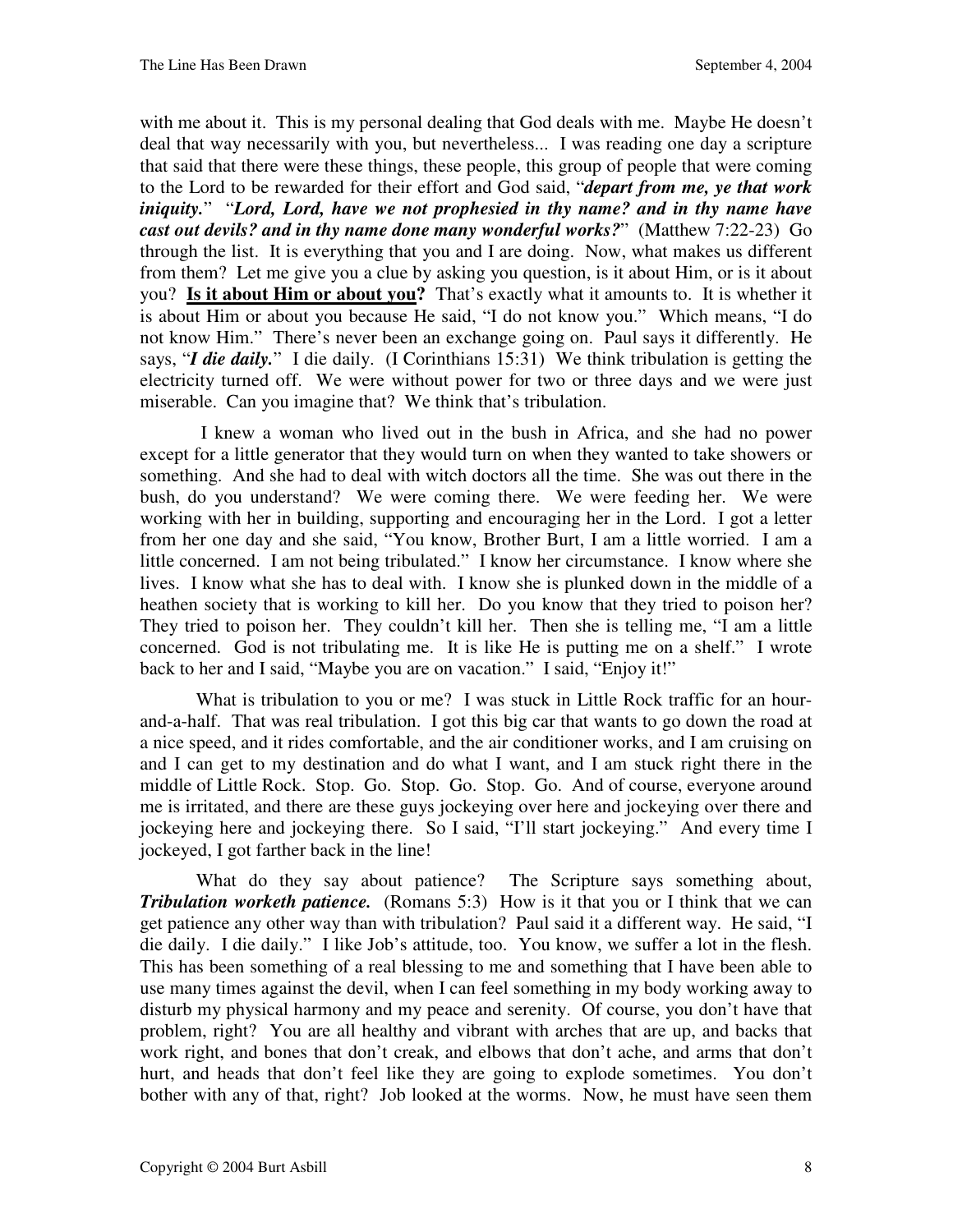with me about it. This is my personal dealing that God deals with me. Maybe He doesn't deal that way necessarily with you, but nevertheless... I was reading one day a scripture that said that there were these things, these people, this group of people that were coming to the Lord to be rewarded for their effort and God said, "***depart from me, ye that work iniquity.***" "***Lord, Lord, have we not prophesied in thy name? and in thy name have cast out devils? and in thy name done many wonderful works?***" (Matthew 7:22-23) Go through the list. It is everything that you and I are doing. Now, what makes us different from them? Let me give you a clue by asking you question, is it about Him, or is it about you? **<u>Is it about Him or about you?</u>** That's exactly what it amounts to. It is whether it is about Him or about you because He said, "I do not know you." Which means, "I do not know Him." There's never been an exchange going on. Paul says it differently. He says, "***I die daily.***" I die daily. (I Corinthians 15:31) We think tribulation is getting the electricity turned off. We were without power for two or three days and we were just miserable. Can you imagine that? We think that's tribulation.

I knew a woman who lived out in the bush in Africa, and she had no power except for a little generator that they would turn on when they wanted to take showers or something. And she had to deal with witch doctors all the time. She was out there in the bush, do you understand? We were coming there. We were feeding her. We were working with her in building, supporting and encouraging her in the Lord. I got a letter from her one day and she said, "You know, Brother Burt, I am a little worried. I am a little concerned. I am not being tribulated." I know her circumstance. I know where she lives. I know what she has to deal with. I know she is plunked down in the middle of a heathen society that is working to kill her. Do you know that they tried to poison her? They tried to poison her. They couldn't kill her. Then she is telling me, "I am a little concerned. God is not tribulating me. It is like He is putting me on a shelf." I wrote back to her and I said, "Maybe you are on vacation." I said, "Enjoy it!"

What is tribulation to you or me? I was stuck in Little Rock traffic for an hour-and-a-half. That was real tribulation. I got this big car that wants to go down the road at a nice speed, and it rides comfortable, and the air conditioner works, and I am cruising on and I can get to my destination and do what I want, and I am stuck right there in the middle of Little Rock. Stop. Go. Stop. Go. Stop. Go. And of course, everyone around me is irritated, and there are these guys jockeying over here and jockeying over there and jockeying here and jockeying there. So I said, "I'll start jockeying." And every time I jockeyed, I got farther back in the line!

What do they say about patience? The Scripture says something about, ***Tribulation worketh patience.*** (Romans 5:3) How is it that you or I think that we can get patience any other way than with tribulation? Paul said it a different way. He said, "I die daily. I die daily." I like Job's attitude, too. You know, we suffer a lot in the flesh. This has been something of a real blessing to me and something that I have been able to use many times against the devil, when I can feel something in my body working away to disturb my physical harmony and my peace and serenity. Of course, you don't have that problem, right? You are all healthy and vibrant with arches that are up, and backs that work right, and bones that don't creak, and elbows that don't ache, and arms that don't hurt, and heads that don't feel like they are going to explode sometimes. You don't bother with any of that, right? Job looked at the worms. Now, he must have seen them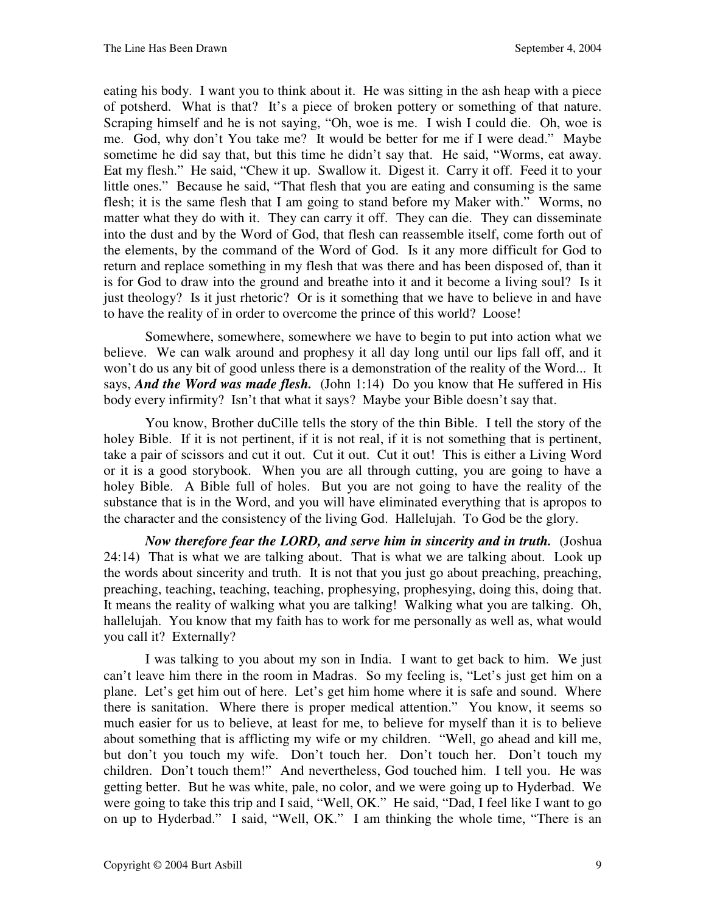eating his body. I want you to think about it. He was sitting in the ash heap with a piece of potsherd. What is that? It's a piece of broken pottery or something of that nature. Scraping himself and he is not saying, "Oh, woe is me. I wish I could die. Oh, woe is me. God, why don't You take me? It would be better for me if I were dead." Maybe sometime he did say that, but this time he didn't say that. He said, "Worms, eat away. Eat my flesh." He said, "Chew it up. Swallow it. Digest it. Carry it off. Feed it to your little ones." Because he said, "That flesh that you are eating and consuming is the same flesh; it is the same flesh that I am going to stand before my Maker with." Worms, no matter what they do with it. They can carry it off. They can die. They can disseminate into the dust and by the Word of God, that flesh can reassemble itself, come forth out of the elements, by the command of the Word of God. Is it any more difficult for God to return and replace something in my flesh that was there and has been disposed of, than it is for God to draw into the ground and breathe into it and it become a living soul? Is it just theology? Is it just rhetoric? Or is it something that we have to believe in and have to have the reality of in order to overcome the prince of this world? Loose!

Somewhere, somewhere, somewhere we have to begin to put into action what we believe. We can walk around and prophesy it all day long until our lips fall off, and it won't do us any bit of good unless there is a demonstration of the reality of the Word... It says, ***And the Word was made flesh.*** (John 1:14) Do you know that He suffered in His body every infirmity? Isn't that what it says? Maybe your Bible doesn't say that.

You know, Brother duCille tells the story of the thin Bible. I tell the story of the holey Bible. If it is not pertinent, if it is not real, if it is not something that is pertinent, take a pair of scissors and cut it out. Cut it out. Cut it out! This is either a Living Word or it is a good storybook. When you are all through cutting, you are going to have a holey Bible. A Bible full of holes. But you are not going to have the reality of the substance that is in the Word, and you will have eliminated everything that is apropos to the character and the consistency of the living God. Hallelujah. To God be the glory.

***Now therefore fear the LORD, and serve him in sincerity and in truth.*** (Joshua 24:14) That is what we are talking about. That is what we are talking about. Look up the words about sincerity and truth. It is not that you just go about preaching, preaching, preaching, teaching, teaching, teaching, prophesying, prophesying, doing this, doing that. It means the reality of walking what you are talking! Walking what you are talking. Oh, hallelujah. You know that my faith has to work for me personally as well as, what would you call it? Externally?

I was talking to you about my son in India. I want to get back to him. We just can't leave him there in the room in Madras. So my feeling is, "Let's just get him on a plane. Let's get him out of here. Let's get him home where it is safe and sound. Where there is sanitation. Where there is proper medical attention." You know, it seems so much easier for us to believe, at least for me, to believe for myself than it is to believe about something that is afflicting my wife or my children. "Well, go ahead and kill me, but don't you touch my wife. Don't touch her. Don't touch her. Don't touch my children. Don't touch them!" And nevertheless, God touched him. I tell you. He was getting better. But he was white, pale, no color, and we were going up to Hyderbad. We were going to take this trip and I said, "Well, OK." He said, "Dad, I feel like I want to go on up to Hyderbad." I said, "Well, OK." I am thinking the whole time, "There is an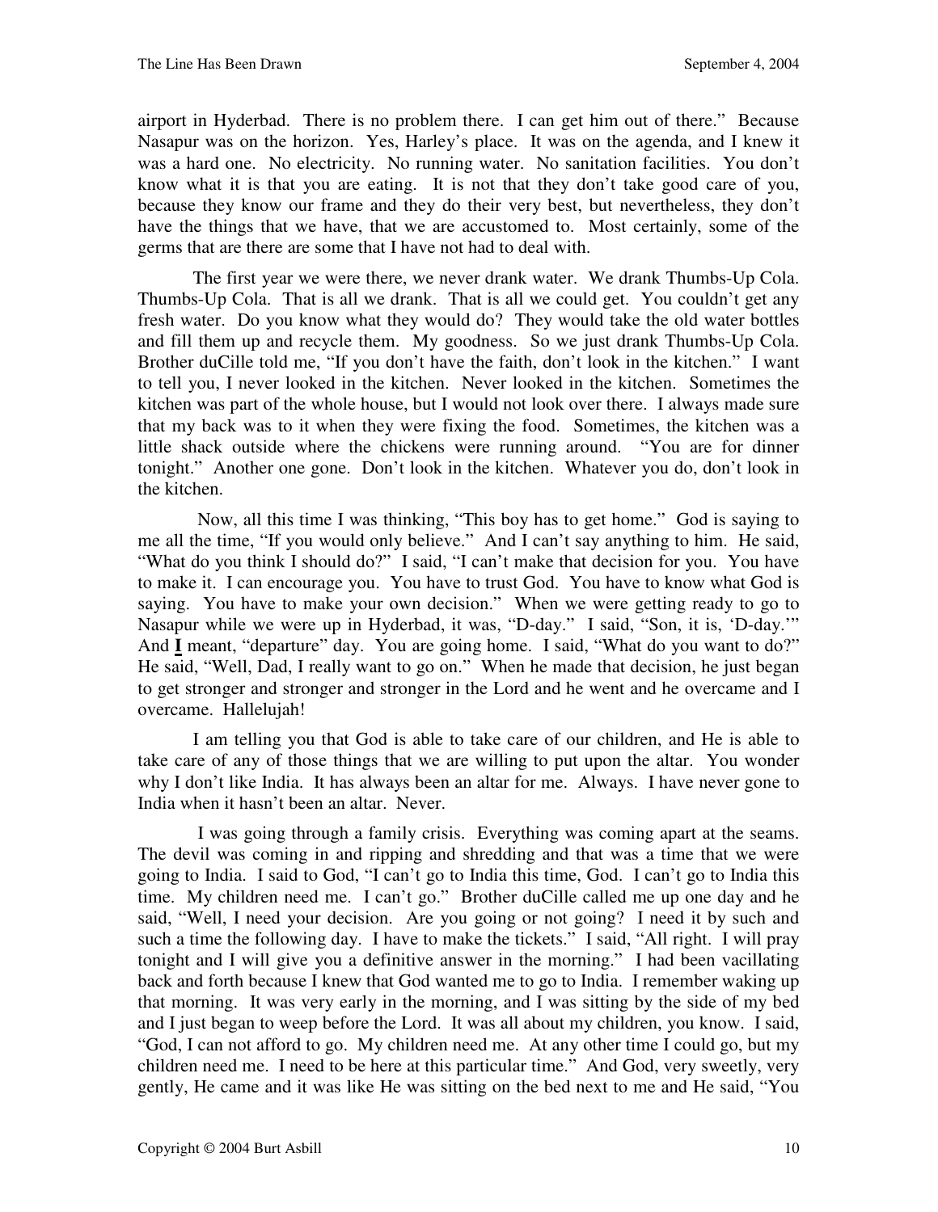airport in Hyderbad. There is no problem there. I can get him out of there." Because Nasapur was on the horizon. Yes, Harley's place. It was on the agenda, and I knew it was a hard one. No electricity. No running water. No sanitation facilities. You don't know what it is that you are eating. It is not that they don't take good care of you, because they know our frame and they do their very best, but nevertheless, they don't have the things that we have, that we are accustomed to. Most certainly, some of the germs that are there are some that I have not had to deal with.

The first year we were there, we never drank water. We drank Thumbs-Up Cola. Thumbs-Up Cola. That is all we drank. That is all we could get. You couldn't get any fresh water. Do you know what they would do? They would take the old water bottles and fill them up and recycle them. My goodness. So we just drank Thumbs-Up Cola. Brother duCille told me, "If you don't have the faith, don't look in the kitchen." I want to tell you, I never looked in the kitchen. Never looked in the kitchen. Sometimes the kitchen was part of the whole house, but I would not look over there. I always made sure that my back was to it when they were fixing the food. Sometimes, the kitchen was a little shack outside where the chickens were running around. "You are for dinner tonight." Another one gone. Don't look in the kitchen. Whatever you do, don't look in the kitchen.

Now, all this time I was thinking, "This boy has to get home." God is saying to me all the time, "If you would only believe." And I can't say anything to him. He said, "What do you think I should do?" I said, "I can't make that decision for you. You have to make it. I can encourage you. You have to trust God. You have to know what God is saying. You have to make your own decision." When we were getting ready to go to Nasapur while we were up in Hyderbad, it was, "D-day." I said, "Son, it is, 'D-day.'" And **I** meant, "departure" day. You are going home. I said, "What do you want to do?" He said, "Well, Dad, I really want to go on." When he made that decision, he just began to get stronger and stronger and stronger in the Lord and he went and he overcame and I overcame. Hallelujah!

I am telling you that God is able to take care of our children, and He is able to take care of any of those things that we are willing to put upon the altar. You wonder why I don't like India. It has always been an altar for me. Always. I have never gone to India when it hasn't been an altar. Never.

I was going through a family crisis. Everything was coming apart at the seams. The devil was coming in and ripping and shredding and that was a time that we were going to India. I said to God, "I can't go to India this time, God. I can't go to India this time. My children need me. I can't go." Brother duCille called me up one day and he said, "Well, I need your decision. Are you going or not going? I need it by such and such a time the following day. I have to make the tickets." I said, "All right. I will pray tonight and I will give you a definitive answer in the morning." I had been vacillating back and forth because I knew that God wanted me to go to India. I remember waking up that morning. It was very early in the morning, and I was sitting by the side of my bed and I just began to weep before the Lord. It was all about my children, you know. I said, "God, I can not afford to go. My children need me. At any other time I could go, but my children need me. I need to be here at this particular time." And God, very sweetly, very gently, He came and it was like He was sitting on the bed next to me and He said, "You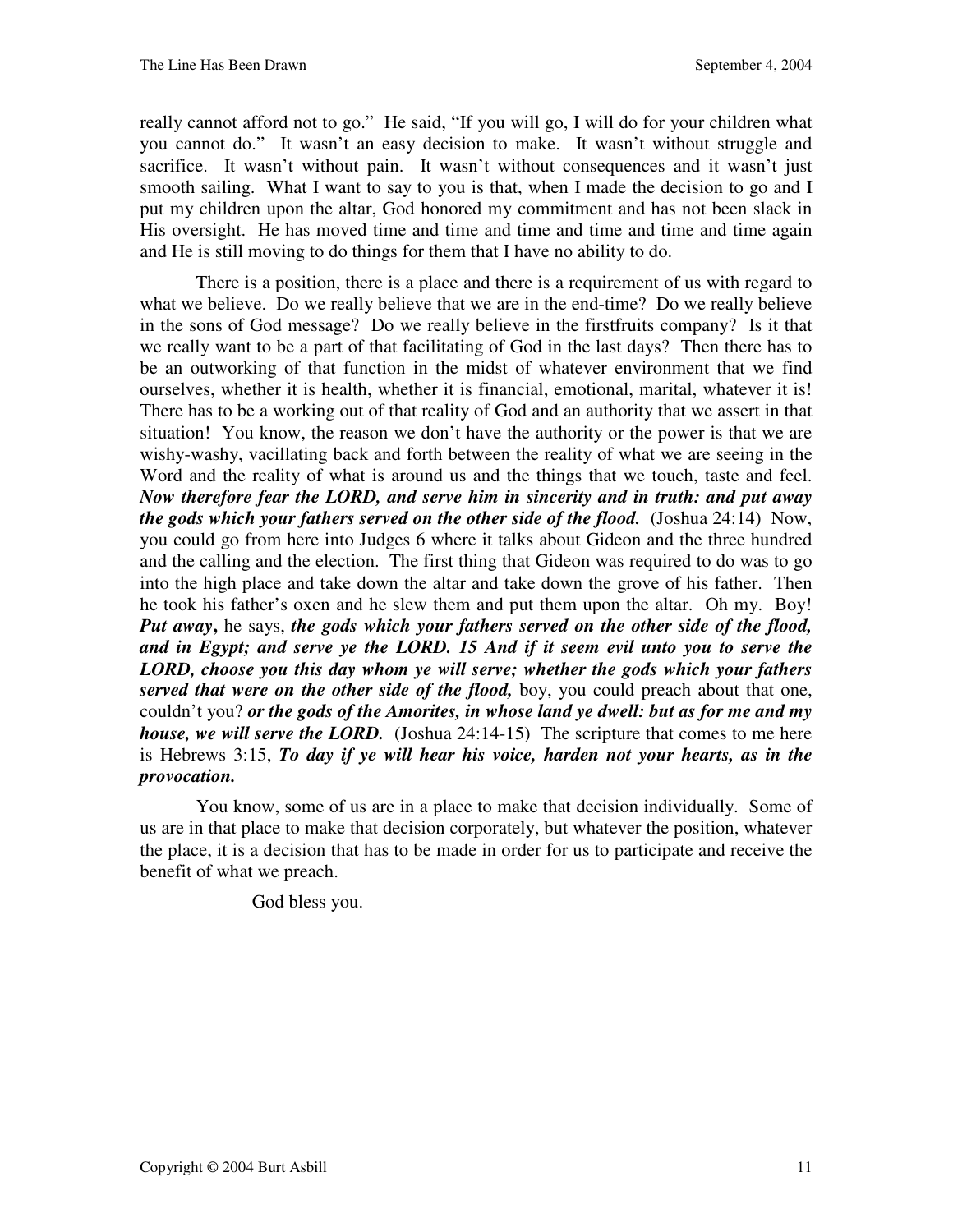really cannot afford <u>not</u> to go." He said, "If you will go, I will do for your children what you cannot do." It wasn't an easy decision to make. It wasn't without struggle and sacrifice. It wasn't without pain. It wasn't without consequences and it wasn't just smooth sailing. What I want to say to you is that, when I made the decision to go and I put my children upon the altar, God honored my commitment and has not been slack in His oversight. He has moved time and time and time and time and time and time again and He is still moving to do things for them that I have no ability to do.

There is a position, there is a place and there is a requirement of us with regard to what we believe. Do we really believe that we are in the end-time? Do we really believe in the sons of God message? Do we really believe in the firstfruits company? Is it that we really want to be a part of that facilitating of God in the last days? Then there has to be an outworking of that function in the midst of whatever environment that we find ourselves, whether it is health, whether it is financial, emotional, marital, whatever it is! There has to be a working out of that reality of God and an authority that we assert in that situation! You know, the reason we don't have the authority or the power is that we are wishy-washy, vacillating back and forth between the reality of what we are seeing in the Word and the reality of what is around us and the things that we touch, taste and feel. ***Now therefore fear the LORD, and serve him in sincerity and in truth: and put away the gods which your fathers served on the other side of the flood.*** (Joshua 24:14) Now, you could go from here into Judges 6 where it talks about Gideon and the three hundred and the calling and the election. The first thing that Gideon was required to do was to go into the high place and take down the altar and take down the grove of his father. Then he took his father's oxen and he slew them and put them upon the altar. Oh my. Boy! ***Put away*****,** he says, ***the gods which your fathers served on the other side of the flood, and in Egypt; and serve ye the LORD. 15 And if it seem evil unto you to serve the LORD, choose you this day whom ye will serve; whether the gods which your fathers served that were on the other side of the flood,*** boy, you could preach about that one, couldn't you? ***or the gods of the Amorites, in whose land ye dwell: but as for me and my house, we will serve the LORD.*** (Joshua 24:14-15) The scripture that comes to me here is Hebrews 3:15, ***To day if ye will hear his voice, harden not your hearts, as in the provocation.***

You know, some of us are in a place to make that decision individually. Some of us are in that place to make that decision corporately, but whatever the position, whatever the place, it is a decision that has to be made in order for us to participate and receive the benefit of what we preach.

God bless you.